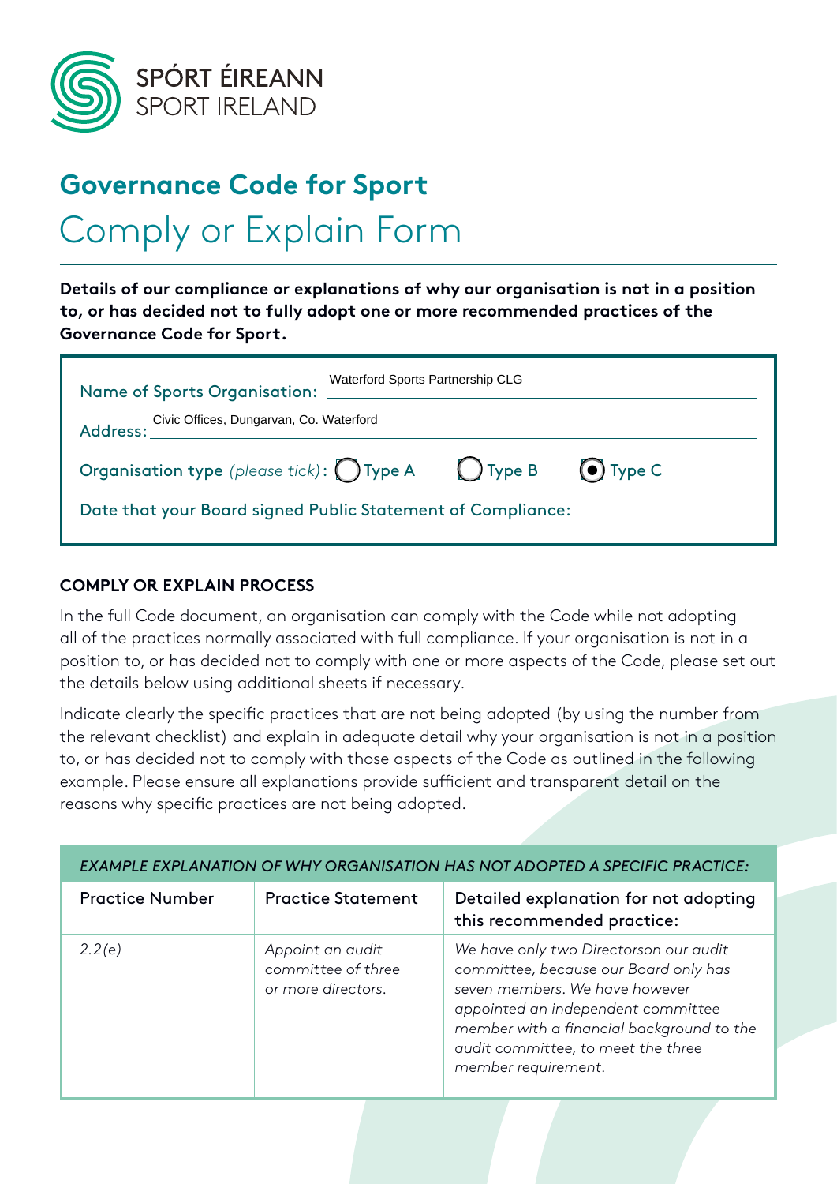SPÓRT ÉIREANN
SPORT IRELAND

# Governance Code for Sport

# Comply or Explain Form

**Details of our compliance or explanations of why our organisation is not in a position to, or has decided not to fully adopt one or more recommended practices of the Governance Code for Sport.**

Name of Sports Organisation: Waterford Sports Partnership CLG

Address: Civic Offices, Dungarvan, Co. Waterford

Organisation type *(please tick)*: ○ Type A ○ Type B ◉ Type C

Date that your Board signed Public Statement of Compliance: ____________________

## COMPLY OR EXPLAIN PROCESS

In the full Code document, an organisation can comply with the Code while not adopting all of the practices normally associated with full compliance. If your organisation is not in a position to, or has decided not to comply with one or more aspects of the Code, please set out the details below using additional sheets if necessary.

Indicate clearly the specific practices that are not being adopted (by using the number from the relevant checklist) and explain in adequate detail why your organisation is not in a position to, or has decided not to comply with those aspects of the Code as outlined in the following example. Please ensure all explanations provide sufficient and transparent detail on the reasons why specific practices are not being adopted.

*EXAMPLE EXPLANATION OF WHY ORGANISATION HAS NOT ADOPTED A SPECIFIC PRACTICE:*

| Practice Number | Practice Statement | Detailed explanation for not adopting this recommended practice: |
|---|---|---|
| *2.2(e)* | *Appoint an audit committee of three or more directors.* | *We have only two Directorson our audit committee, because our Board only has seven members. We have however appointed an independent committee member with a financial background to the audit committee, to meet the three member requirement.* |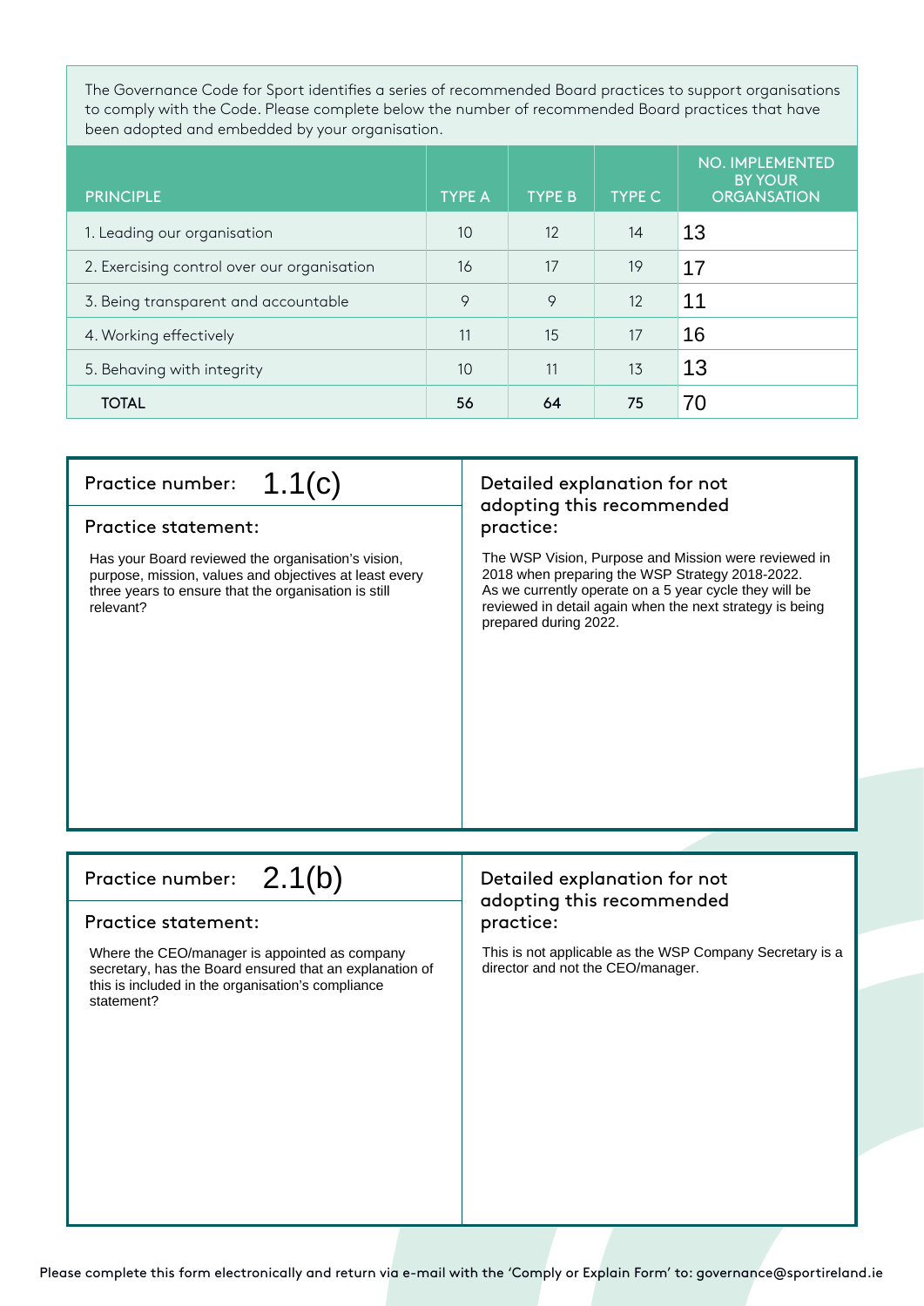The Governance Code for Sport identifies a series of recommended Board practices to support organisations to comply with the Code. Please complete below the number of recommended Board practices that have been adopted and embedded by your organisation.

| PRINCIPLE | TYPE A | TYPE B | TYPE C | NO. IMPLEMENTED BY YOUR ORGANSATION |
|---|---|---|---|---|
| 1. Leading our organisation | 10 | 12 | 14 | 13 |
| 2. Exercising control over our organisation | 16 | 17 | 19 | 17 |
| 3. Being transparent and accountable | 9 | 9 | 12 | 11 |
| 4. Working effectively | 11 | 15 | 17 | 16 |
| 5. Behaving with integrity | 10 | 11 | 13 | 13 |
| **TOTAL** | **56** | **64** | **75** | 70 |

**Practice number:** 1.1(c)

**Practice statement:**

Has your Board reviewed the organisation's vision, purpose, mission, values and objectives at least every three years to ensure that the organisation is still relevant?

**Detailed explanation for not adopting this recommended practice:**

The WSP Vision, Purpose and Mission were reviewed in 2018 when preparing the WSP Strategy 2018-2022. As we currently operate on a 5 year cycle they will be reviewed in detail again when the next strategy is being prepared during 2022.

**Practice number:** 2.1(b)

**Practice statement:**

Where the CEO/manager is appointed as company secretary, has the Board ensured that an explanation of this is included in the organisation's compliance statement?

**Detailed explanation for not adopting this recommended practice:**

This is not applicable as the WSP Company Secretary is a director and not the CEO/manager.

Please complete this form electronically and return via e-mail with the 'Comply or Explain Form' to: governance@sportireland.ie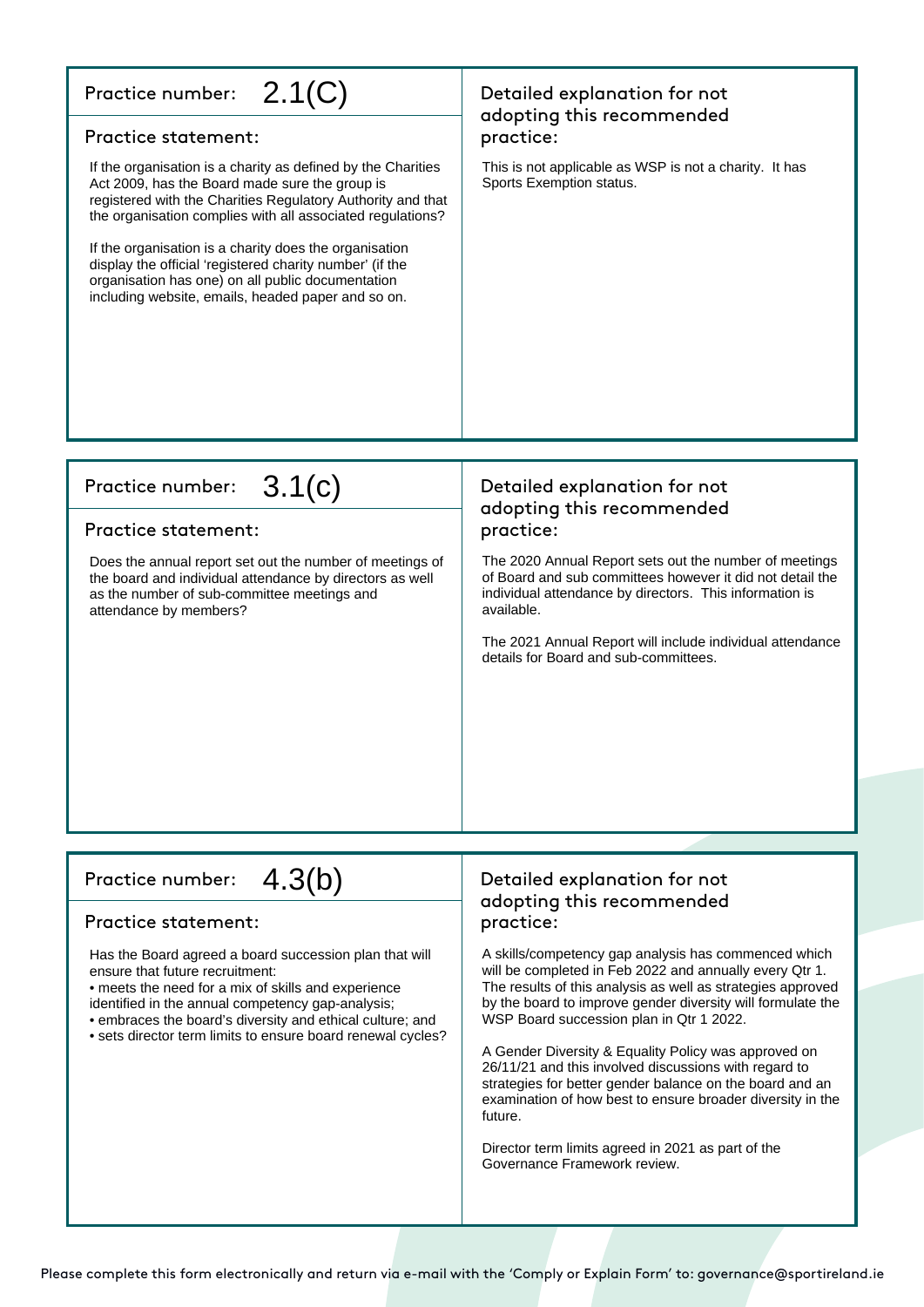| Practice number: 2.1(C) | Detailed explanation for not adopting this recommended practice: |
|---|---|
| **Practice statement:**<br><br>If the organisation is a charity as defined by the Charities Act 2009, has the Board made sure the group is registered with the Charities Regulatory Authority and that the organisation complies with all associated regulations?<br><br>If the organisation is a charity does the organisation display the official 'registered charity number' (if the organisation has one) on all public documentation including website, emails, headed paper and so on. | This is not applicable as WSP is not a charity. It has Sports Exemption status. |

| Practice number: 3.1(c) | Detailed explanation for not adopting this recommended practice: |
|---|---|
| **Practice statement:**<br><br>Does the annual report set out the number of meetings of the board and individual attendance by directors as well as the number of sub-committee meetings and attendance by members? | The 2020 Annual Report sets out the number of meetings of Board and sub committees however it did not detail the individual attendance by directors. This information is available.<br><br>The 2021 Annual Report will include individual attendance details for Board and sub-committees. |

| Practice number: 4.3(b) | Detailed explanation for not adopting this recommended practice: |
|---|---|
| **Practice statement:**<br><br>Has the Board agreed a board succession plan that will ensure that future recruitment:<br>• meets the need for a mix of skills and experience identified in the annual competency gap-analysis;<br>• embraces the board's diversity and ethical culture; and<br>• sets director term limits to ensure board renewal cycles? | A skills/competency gap analysis has commenced which will be completed in Feb 2022 and annually every Qtr 1. The results of this analysis as well as strategies approved by the board to improve gender diversity will formulate the WSP Board succession plan in Qtr 1 2022.<br><br>A Gender Diversity & Equality Policy was approved on 26/11/21 and this involved discussions with regard to strategies for better gender balance on the board and an examination of how best to ensure broader diversity in the future.<br><br>Director term limits agreed in 2021 as part of the Governance Framework review. |

Please complete this form electronically and return via e-mail with the 'Comply or Explain Form' to: governance@sportireland.ie